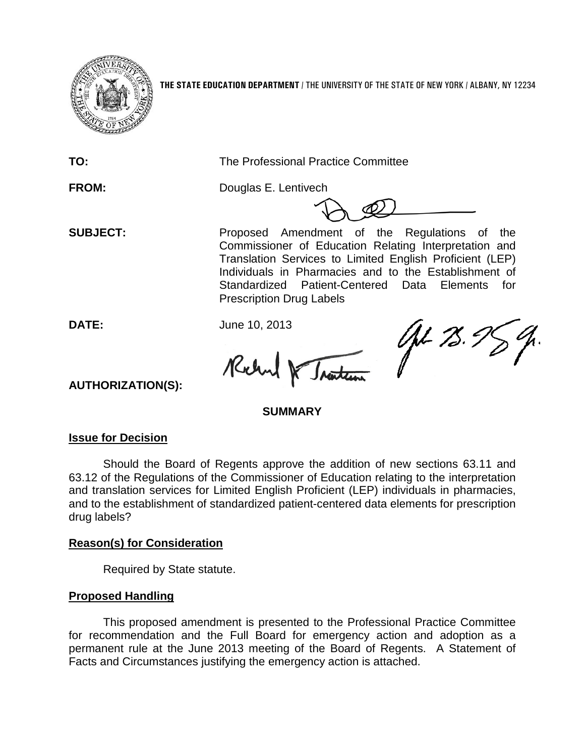**THE STATE EDUCATION DEPARTMENT** / THE UNIVERSITY OF THE STATE OF NEW YORK / ALBANY, NY 12234

**TO:** The Professional Practice Committee

**FROM:** Douglas E. Lentivech

**SUBJECT:** Proposed Amendment of the Regulations of the Commissioner of Education Relating Interpretation and Translation Services to Limited English Proficient (LEP) Individuals in Pharmacies and to the Establishment of Standardized Patient-Centered Data Elements for Prescription Drug Labels

**DATE:** June 10, 2013

**AUTHORIZATION(S):**

## SUMMARY

### Issue for Decision

Should the Board of Regents approve the addition of new sections 63.11 and 63.12 of the Regulations of the Commissioner of Education relating to the interpretation and translation services for Limited English Proficient (LEP) individuals in pharmacies, and to the establishment of standardized patient-centered data elements for prescription drug labels?

### Reason(s) for Consideration

Required by State statute.

### Proposed Handling

This proposed amendment is presented to the Professional Practice Committee for recommendation and the Full Board for emergency action and adoption as a permanent rule at the June 2013 meeting of the Board of Regents. A Statement of Facts and Circumstances justifying the emergency action is attached.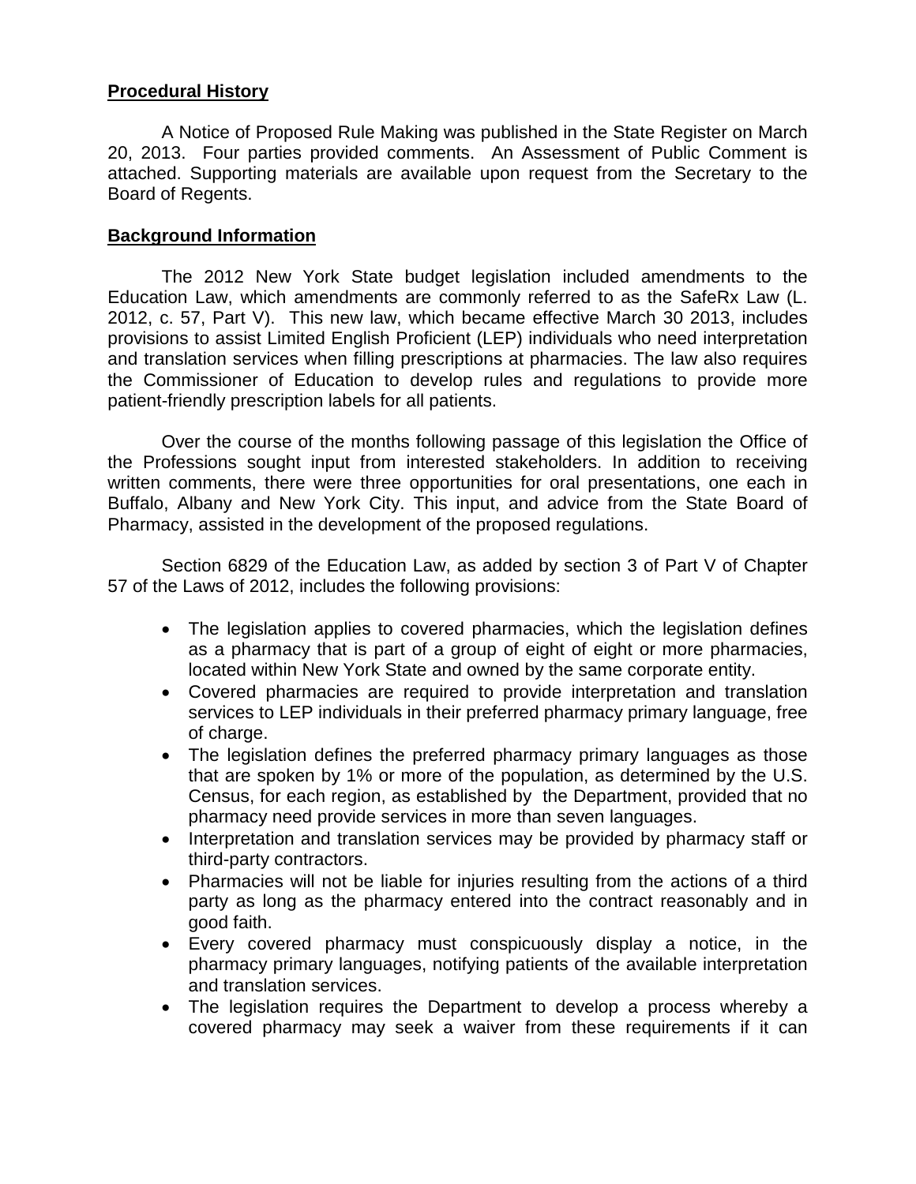**Procedural History**

A Notice of Proposed Rule Making was published in the State Register on March 20, 2013. Four parties provided comments. An Assessment of Public Comment is attached. Supporting materials are available upon request from the Secretary to the Board of Regents.

**Background Information**

The 2012 New York State budget legislation included amendments to the Education Law, which amendments are commonly referred to as the SafeRx Law (L. 2012, c. 57, Part V). This new law, which became effective March 30 2013, includes provisions to assist Limited English Proficient (LEP) individuals who need interpretation and translation services when filling prescriptions at pharmacies. The law also requires the Commissioner of Education to develop rules and regulations to provide more patient-friendly prescription labels for all patients.

Over the course of the months following passage of this legislation the Office of the Professions sought input from interested stakeholders. In addition to receiving written comments, there were three opportunities for oral presentations, one each in Buffalo, Albany and New York City. This input, and advice from the State Board of Pharmacy, assisted in the development of the proposed regulations.

Section 6829 of the Education Law, as added by section 3 of Part V of Chapter 57 of the Laws of 2012, includes the following provisions:

- The legislation applies to covered pharmacies, which the legislation defines as a pharmacy that is part of a group of eight of eight or more pharmacies, located within New York State and owned by the same corporate entity.
- Covered pharmacies are required to provide interpretation and translation services to LEP individuals in their preferred pharmacy primary language, free of charge.
- The legislation defines the preferred pharmacy primary languages as those that are spoken by 1% or more of the population, as determined by the U.S. Census, for each region, as established by the Department, provided that no pharmacy need provide services in more than seven languages.
- Interpretation and translation services may be provided by pharmacy staff or third-party contractors.
- Pharmacies will not be liable for injuries resulting from the actions of a third party as long as the pharmacy entered into the contract reasonably and in good faith.
- Every covered pharmacy must conspicuously display a notice, in the pharmacy primary languages, notifying patients of the available interpretation and translation services.
- The legislation requires the Department to develop a process whereby a covered pharmacy may seek a waiver from these requirements if it can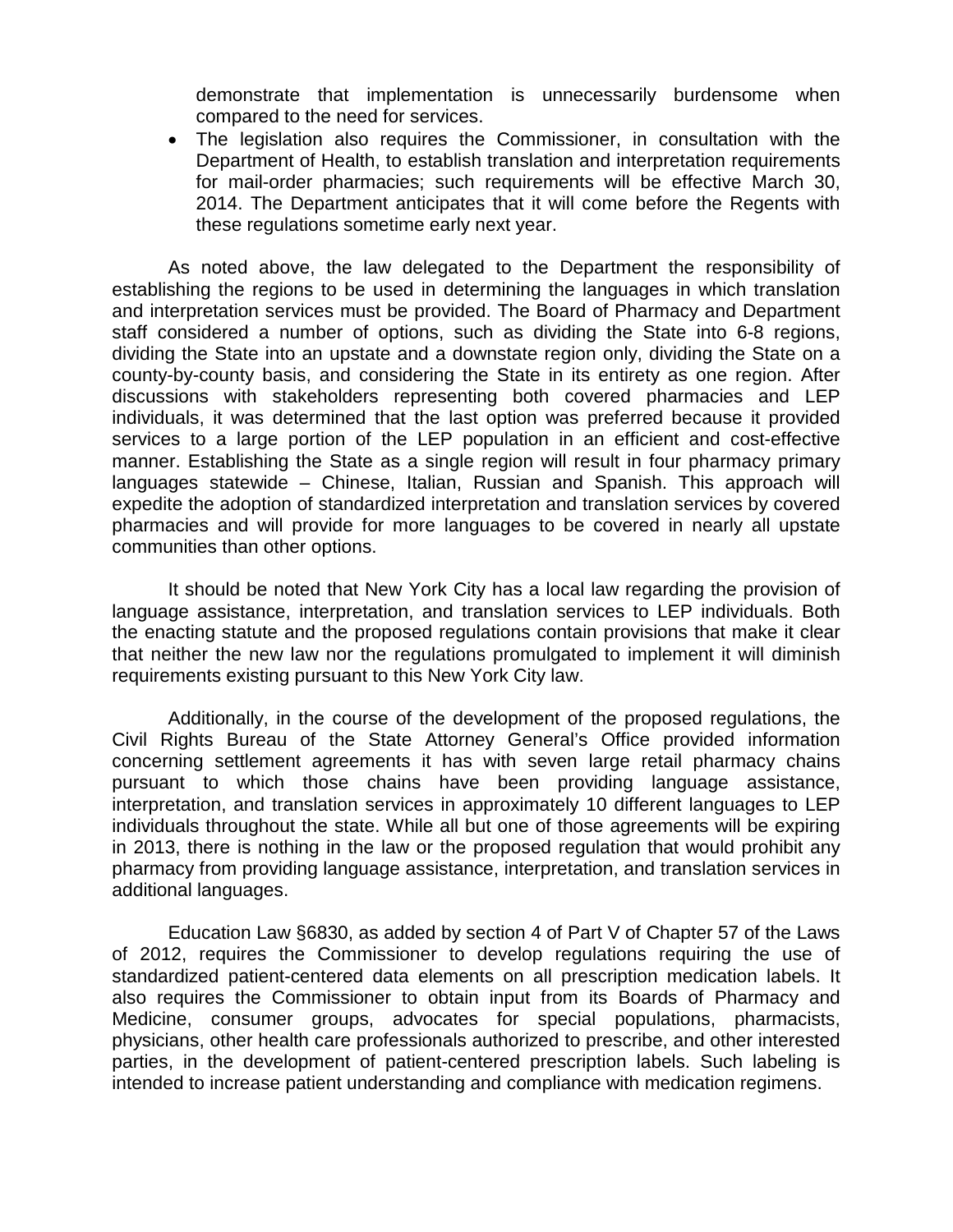demonstrate that implementation is unnecessarily burdensome when compared to the need for services.

- The legislation also requires the Commissioner, in consultation with the Department of Health, to establish translation and interpretation requirements for mail-order pharmacies; such requirements will be effective March 30, 2014. The Department anticipates that it will come before the Regents with these regulations sometime early next year.

As noted above, the law delegated to the Department the responsibility of establishing the regions to be used in determining the languages in which translation and interpretation services must be provided. The Board of Pharmacy and Department staff considered a number of options, such as dividing the State into 6-8 regions, dividing the State into an upstate and a downstate region only, dividing the State on a county-by-county basis, and considering the State in its entirety as one region. After discussions with stakeholders representing both covered pharmacies and LEP individuals, it was determined that the last option was preferred because it provided services to a large portion of the LEP population in an efficient and cost-effective manner. Establishing the State as a single region will result in four pharmacy primary languages statewide – Chinese, Italian, Russian and Spanish. This approach will expedite the adoption of standardized interpretation and translation services by covered pharmacies and will provide for more languages to be covered in nearly all upstate communities than other options.

It should be noted that New York City has a local law regarding the provision of language assistance, interpretation, and translation services to LEP individuals. Both the enacting statute and the proposed regulations contain provisions that make it clear that neither the new law nor the regulations promulgated to implement it will diminish requirements existing pursuant to this New York City law.

Additionally, in the course of the development of the proposed regulations, the Civil Rights Bureau of the State Attorney General's Office provided information concerning settlement agreements it has with seven large retail pharmacy chains pursuant to which those chains have been providing language assistance, interpretation, and translation services in approximately 10 different languages to LEP individuals throughout the state. While all but one of those agreements will be expiring in 2013, there is nothing in the law or the proposed regulation that would prohibit any pharmacy from providing language assistance, interpretation, and translation services in additional languages.

Education Law §6830, as added by section 4 of Part V of Chapter 57 of the Laws of 2012, requires the Commissioner to develop regulations requiring the use of standardized patient-centered data elements on all prescription medication labels. It also requires the Commissioner to obtain input from its Boards of Pharmacy and Medicine, consumer groups, advocates for special populations, pharmacists, physicians, other health care professionals authorized to prescribe, and other interested parties, in the development of patient-centered prescription labels. Such labeling is intended to increase patient understanding and compliance with medication regimens.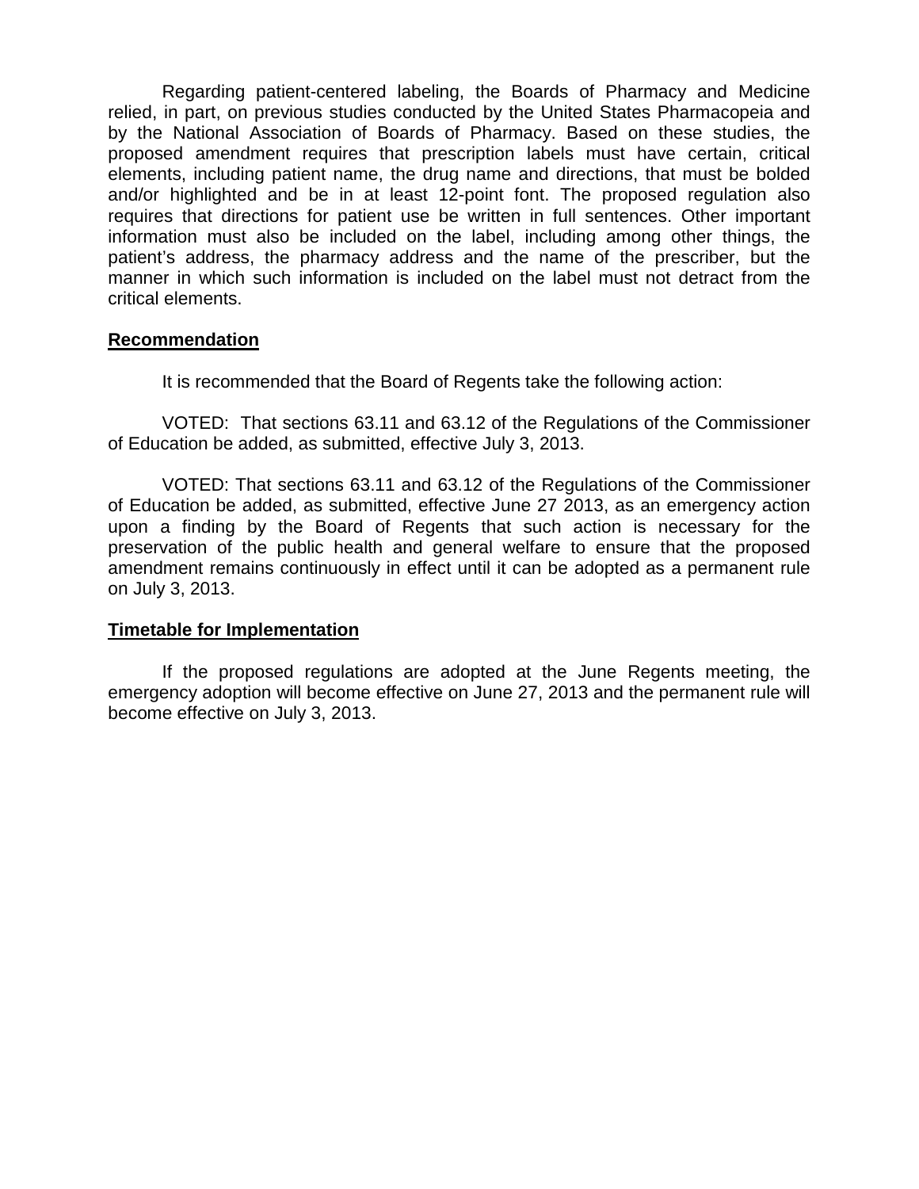Regarding patient-centered labeling, the Boards of Pharmacy and Medicine relied, in part, on previous studies conducted by the United States Pharmacopeia and by the National Association of Boards of Pharmacy. Based on these studies, the proposed amendment requires that prescription labels must have certain, critical elements, including patient name, the drug name and directions, that must be bolded and/or highlighted and be in at least 12-point font. The proposed regulation also requires that directions for patient use be written in full sentences. Other important information must also be included on the label, including among other things, the patient's address, the pharmacy address and the name of the prescriber, but the manner in which such information is included on the label must not detract from the critical elements.

**Recommendation**

It is recommended that the Board of Regents take the following action:

VOTED: That sections 63.11 and 63.12 of the Regulations of the Commissioner of Education be added, as submitted, effective July 3, 2013.

VOTED: That sections 63.11 and 63.12 of the Regulations of the Commissioner of Education be added, as submitted, effective June 27 2013, as an emergency action upon a finding by the Board of Regents that such action is necessary for the preservation of the public health and general welfare to ensure that the proposed amendment remains continuously in effect until it can be adopted as a permanent rule on July 3, 2013.

**Timetable for Implementation**

If the proposed regulations are adopted at the June Regents meeting, the emergency adoption will become effective on June 27, 2013 and the permanent rule will become effective on July 3, 2013.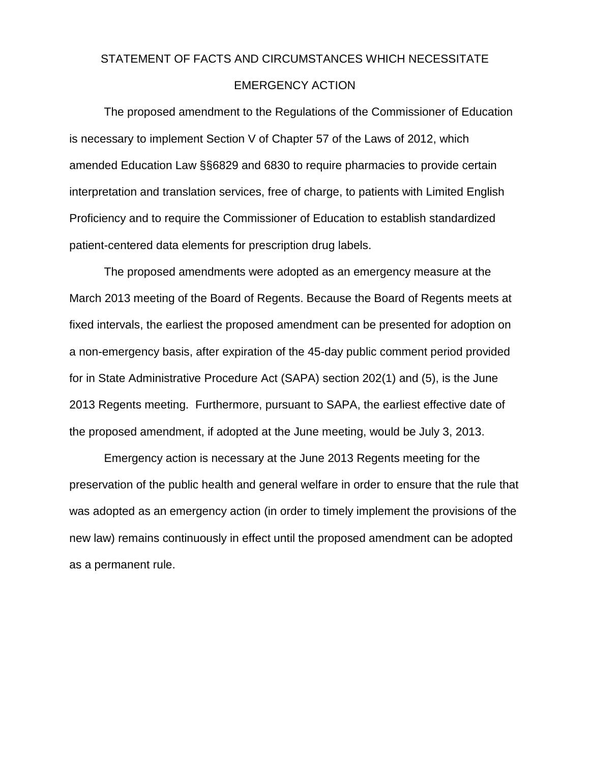# STATEMENT OF FACTS AND CIRCUMSTANCES WHICH NECESSITATE EMERGENCY ACTION

The proposed amendment to the Regulations of the Commissioner of Education is necessary to implement Section V of Chapter 57 of the Laws of 2012, which amended Education Law §§6829 and 6830 to require pharmacies to provide certain interpretation and translation services, free of charge, to patients with Limited English Proficiency and to require the Commissioner of Education to establish standardized patient-centered data elements for prescription drug labels.

The proposed amendments were adopted as an emergency measure at the March 2013 meeting of the Board of Regents. Because the Board of Regents meets at fixed intervals, the earliest the proposed amendment can be presented for adoption on a non-emergency basis, after expiration of the 45-day public comment period provided for in State Administrative Procedure Act (SAPA) section 202(1) and (5), is the June 2013 Regents meeting. Furthermore, pursuant to SAPA, the earliest effective date of the proposed amendment, if adopted at the June meeting, would be July 3, 2013.

Emergency action is necessary at the June 2013 Regents meeting for the preservation of the public health and general welfare in order to ensure that the rule that was adopted as an emergency action (in order to timely implement the provisions of the new law) remains continuously in effect until the proposed amendment can be adopted as a permanent rule.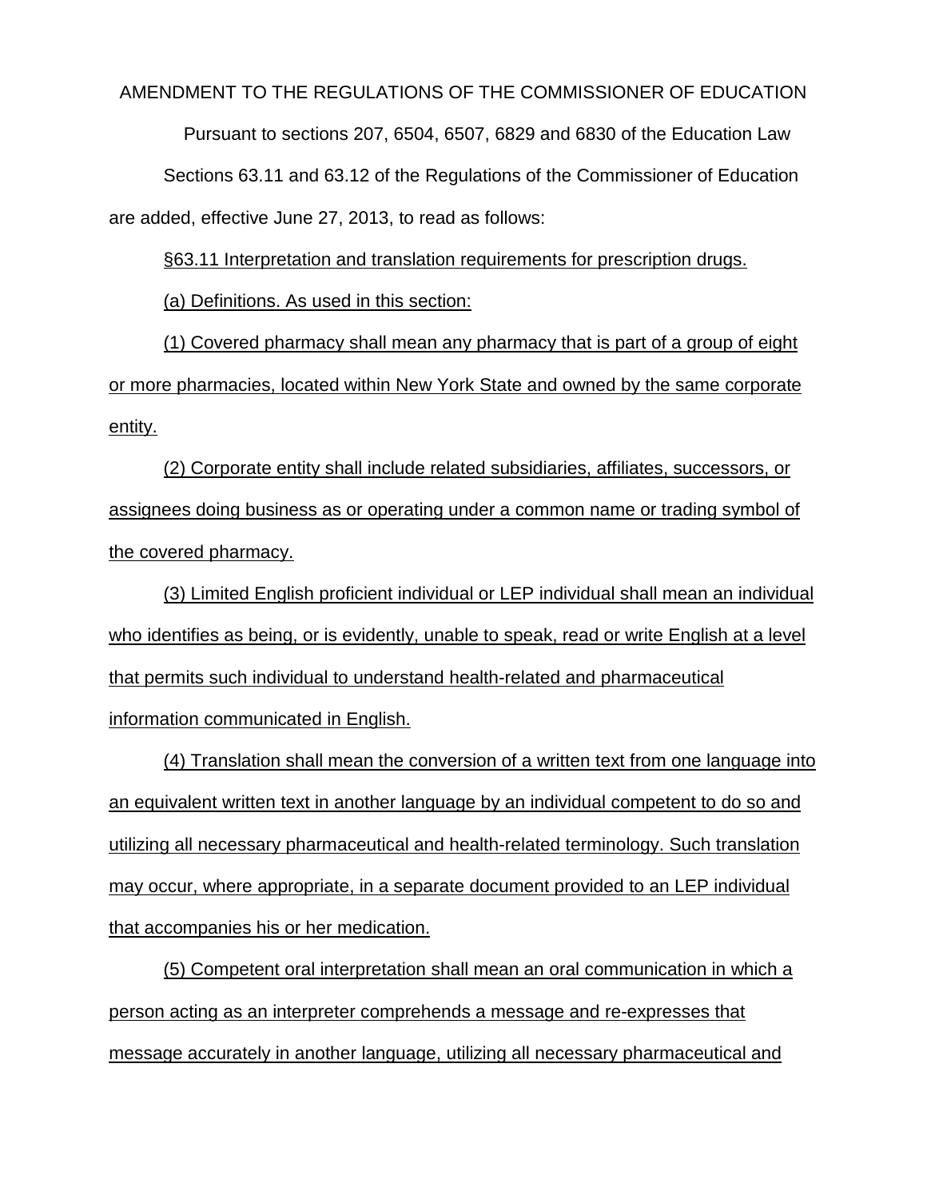AMENDMENT TO THE REGULATIONS OF THE COMMISSIONER OF EDUCATION

Pursuant to sections 207, 6504, 6507, 6829 and 6830 of the Education Law

Sections 63.11 and 63.12 of the Regulations of the Commissioner of Education are added, effective June 27, 2013, to read as follows:

§63.11 Interpretation and translation requirements for prescription drugs.

(a) Definitions. As used in this section:

(1) Covered pharmacy shall mean any pharmacy that is part of a group of eight or more pharmacies, located within New York State and owned by the same corporate entity.

(2) Corporate entity shall include related subsidiaries, affiliates, successors, or assignees doing business as or operating under a common name or trading symbol of the covered pharmacy.

(3) Limited English proficient individual or LEP individual shall mean an individual who identifies as being, or is evidently, unable to speak, read or write English at a level that permits such individual to understand health-related and pharmaceutical information communicated in English.

(4) Translation shall mean the conversion of a written text from one language into an equivalent written text in another language by an individual competent to do so and utilizing all necessary pharmaceutical and health-related terminology. Such translation may occur, where appropriate, in a separate document provided to an LEP individual that accompanies his or her medication.

(5) Competent oral interpretation shall mean an oral communication in which a person acting as an interpreter comprehends a message and re-expresses that message accurately in another language, utilizing all necessary pharmaceutical and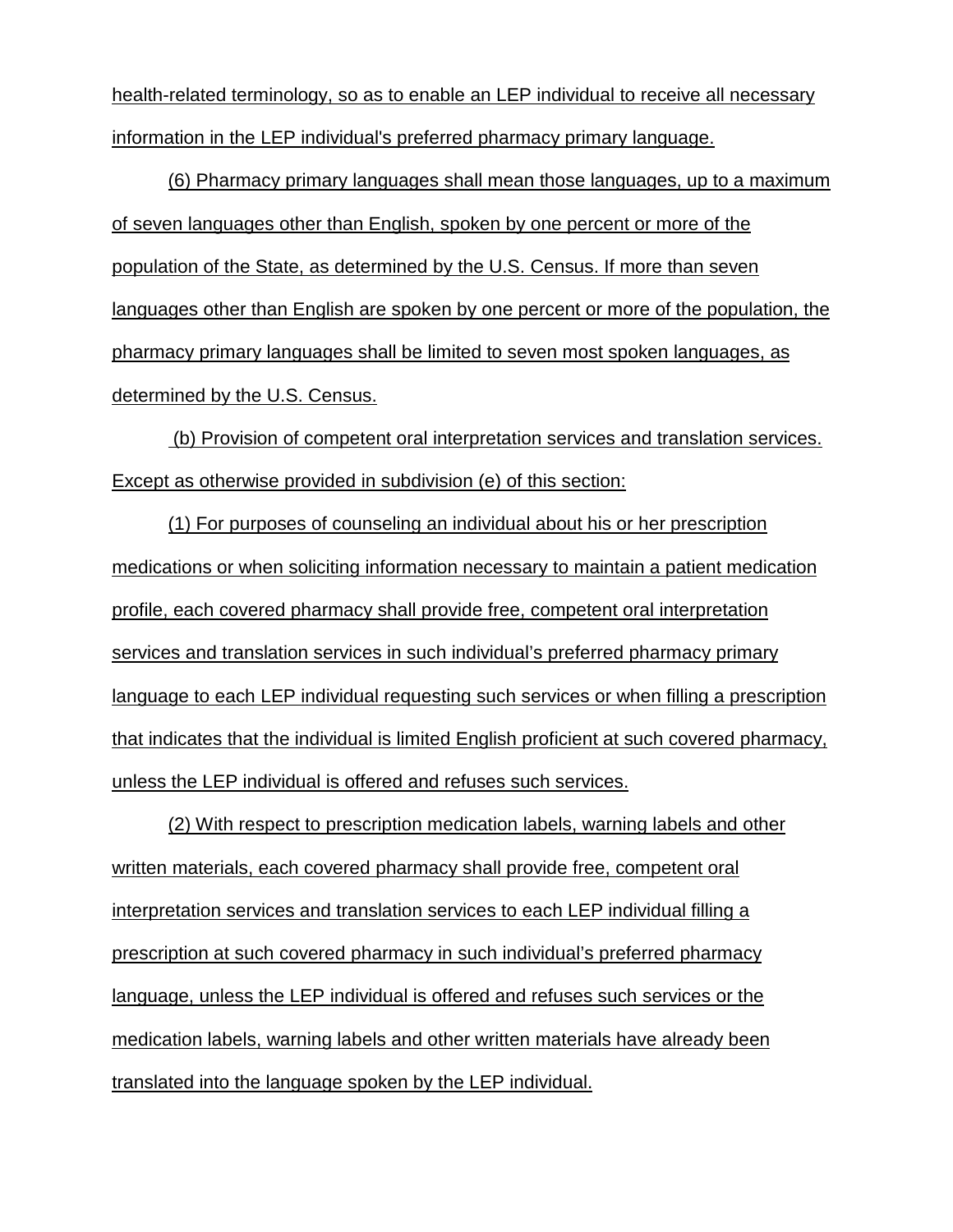health-related terminology, so as to enable an LEP individual to receive all necessary information in the LEP individual's preferred pharmacy primary language.

(6) Pharmacy primary languages shall mean those languages, up to a maximum of seven languages other than English, spoken by one percent or more of the population of the State, as determined by the U.S. Census. If more than seven languages other than English are spoken by one percent or more of the population, the pharmacy primary languages shall be limited to seven most spoken languages, as determined by the U.S. Census.

(b) Provision of competent oral interpretation services and translation services. Except as otherwise provided in subdivision (e) of this section:

(1) For purposes of counseling an individual about his or her prescription medications or when soliciting information necessary to maintain a patient medication profile, each covered pharmacy shall provide free, competent oral interpretation services and translation services in such individual's preferred pharmacy primary language to each LEP individual requesting such services or when filling a prescription that indicates that the individual is limited English proficient at such covered pharmacy, unless the LEP individual is offered and refuses such services.

(2) With respect to prescription medication labels, warning labels and other written materials, each covered pharmacy shall provide free, competent oral interpretation services and translation services to each LEP individual filling a prescription at such covered pharmacy in such individual's preferred pharmacy language, unless the LEP individual is offered and refuses such services or the medication labels, warning labels and other written materials have already been translated into the language spoken by the LEP individual.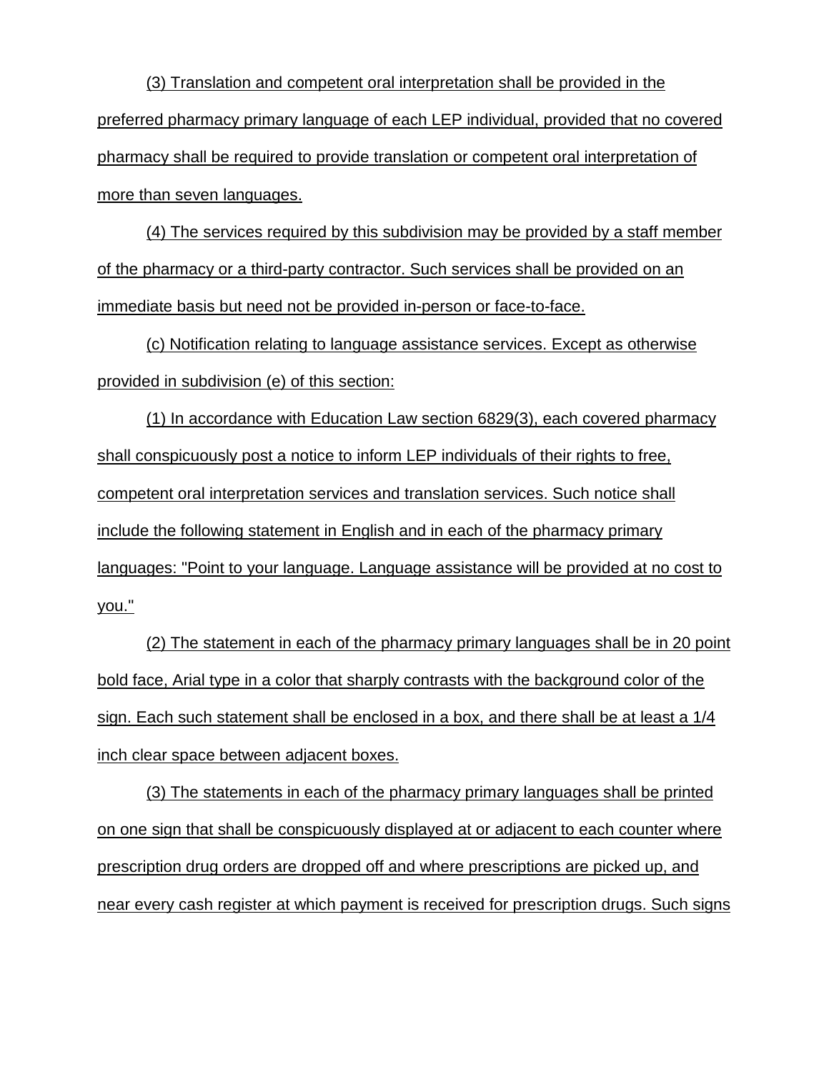(3) Translation and competent oral interpretation shall be provided in the preferred pharmacy primary language of each LEP individual, provided that no covered pharmacy shall be required to provide translation or competent oral interpretation of more than seven languages.

(4) The services required by this subdivision may be provided by a staff member of the pharmacy or a third-party contractor. Such services shall be provided on an immediate basis but need not be provided in-person or face-to-face.

(c) Notification relating to language assistance services. Except as otherwise provided in subdivision (e) of this section:

(1) In accordance with Education Law section 6829(3), each covered pharmacy shall conspicuously post a notice to inform LEP individuals of their rights to free, competent oral interpretation services and translation services. Such notice shall include the following statement in English and in each of the pharmacy primary languages: "Point to your language. Language assistance will be provided at no cost to you."

(2) The statement in each of the pharmacy primary languages shall be in 20 point bold face, Arial type in a color that sharply contrasts with the background color of the sign. Each such statement shall be enclosed in a box, and there shall be at least a 1/4 inch clear space between adjacent boxes.

(3) The statements in each of the pharmacy primary languages shall be printed on one sign that shall be conspicuously displayed at or adjacent to each counter where prescription drug orders are dropped off and where prescriptions are picked up, and near every cash register at which payment is received for prescription drugs. Such signs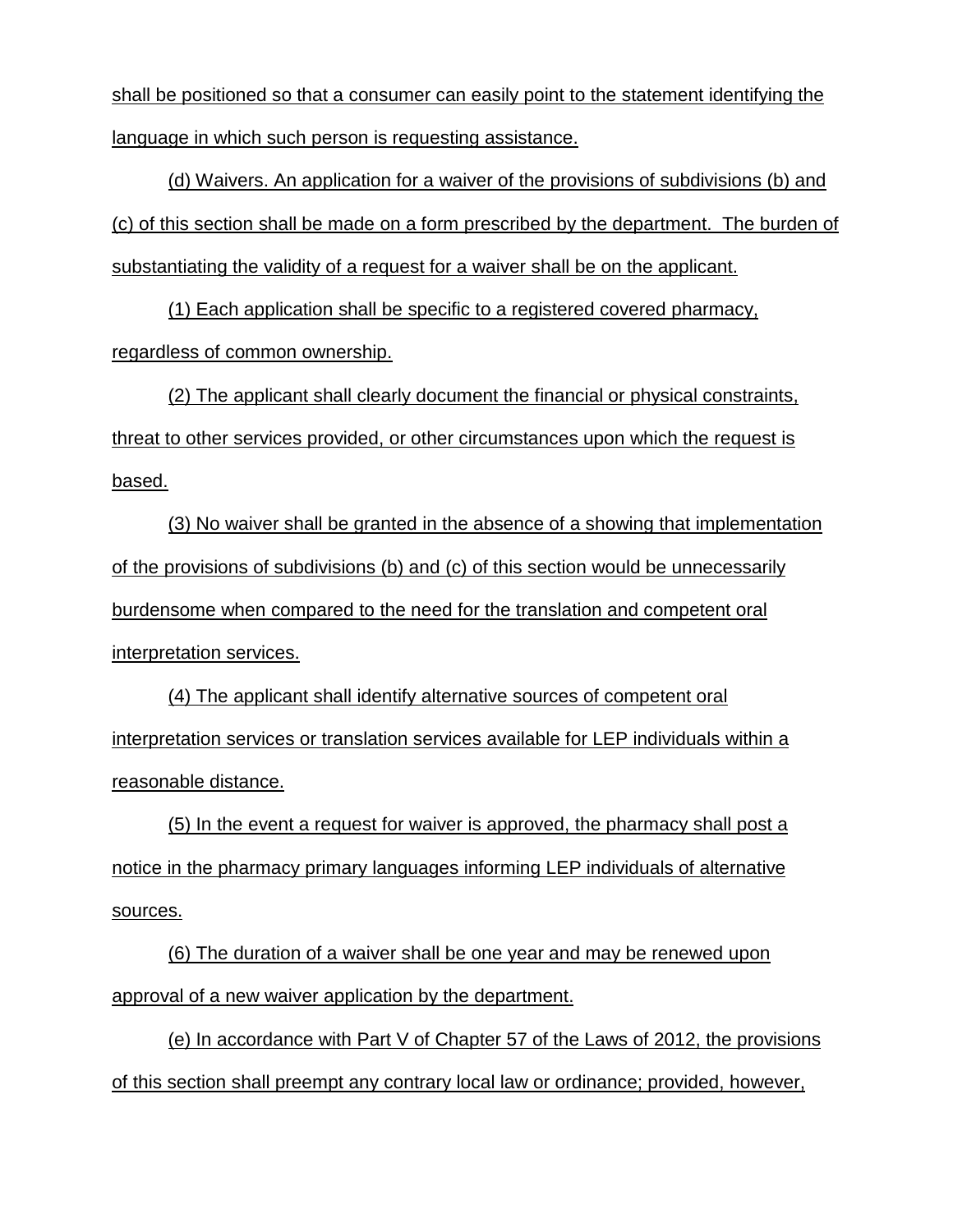shall be positioned so that a consumer can easily point to the statement identifying the language in which such person is requesting assistance.

(d) Waivers. An application for a waiver of the provisions of subdivisions (b) and (c) of this section shall be made on a form prescribed by the department. The burden of substantiating the validity of a request for a waiver shall be on the applicant.

(1) Each application shall be specific to a registered covered pharmacy, regardless of common ownership.

(2) The applicant shall clearly document the financial or physical constraints, threat to other services provided, or other circumstances upon which the request is based.

(3) No waiver shall be granted in the absence of a showing that implementation of the provisions of subdivisions (b) and (c) of this section would be unnecessarily burdensome when compared to the need for the translation and competent oral interpretation services.

(4) The applicant shall identify alternative sources of competent oral interpretation services or translation services available for LEP individuals within a reasonable distance.

(5) In the event a request for waiver is approved, the pharmacy shall post a notice in the pharmacy primary languages informing LEP individuals of alternative sources.

(6) The duration of a waiver shall be one year and may be renewed upon approval of a new waiver application by the department.

(e) In accordance with Part V of Chapter 57 of the Laws of 2012, the provisions of this section shall preempt any contrary local law or ordinance; provided, however,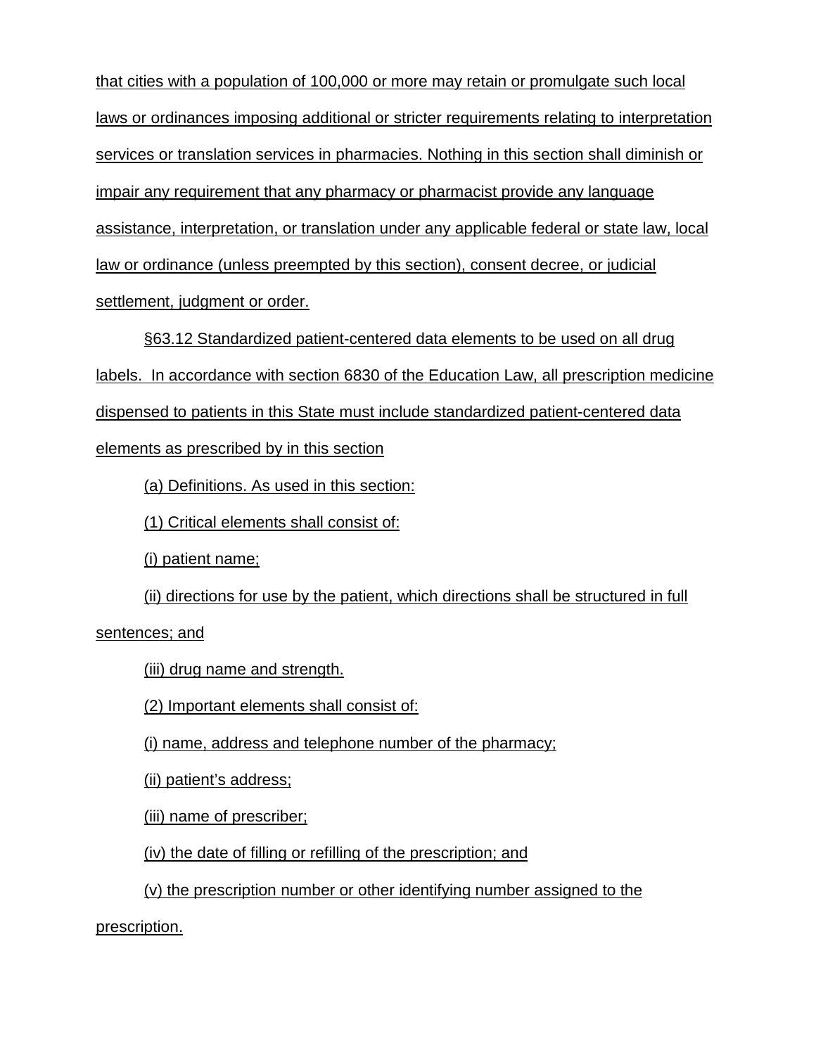that cities with a population of 100,000 or more may retain or promulgate such local laws or ordinances imposing additional or stricter requirements relating to interpretation services or translation services in pharmacies. Nothing in this section shall diminish or impair any requirement that any pharmacy or pharmacist provide any language assistance, interpretation, or translation under any applicable federal or state law, local law or ordinance (unless preempted by this section), consent decree, or judicial settlement, judgment or order.

§63.12 Standardized patient-centered data elements to be used on all drug labels. In accordance with section 6830 of the Education Law, all prescription medicine dispensed to patients in this State must include standardized patient-centered data elements as prescribed by in this section

(a) Definitions. As used in this section:

(1) Critical elements shall consist of:

(i) patient name;

(ii) directions for use by the patient, which directions shall be structured in full sentences; and

(iii) drug name and strength.

(2) Important elements shall consist of:

(i) name, address and telephone number of the pharmacy;

(ii) patient's address;

(iii) name of prescriber;

(iv) the date of filling or refilling of the prescription; and

(v) the prescription number or other identifying number assigned to the prescription.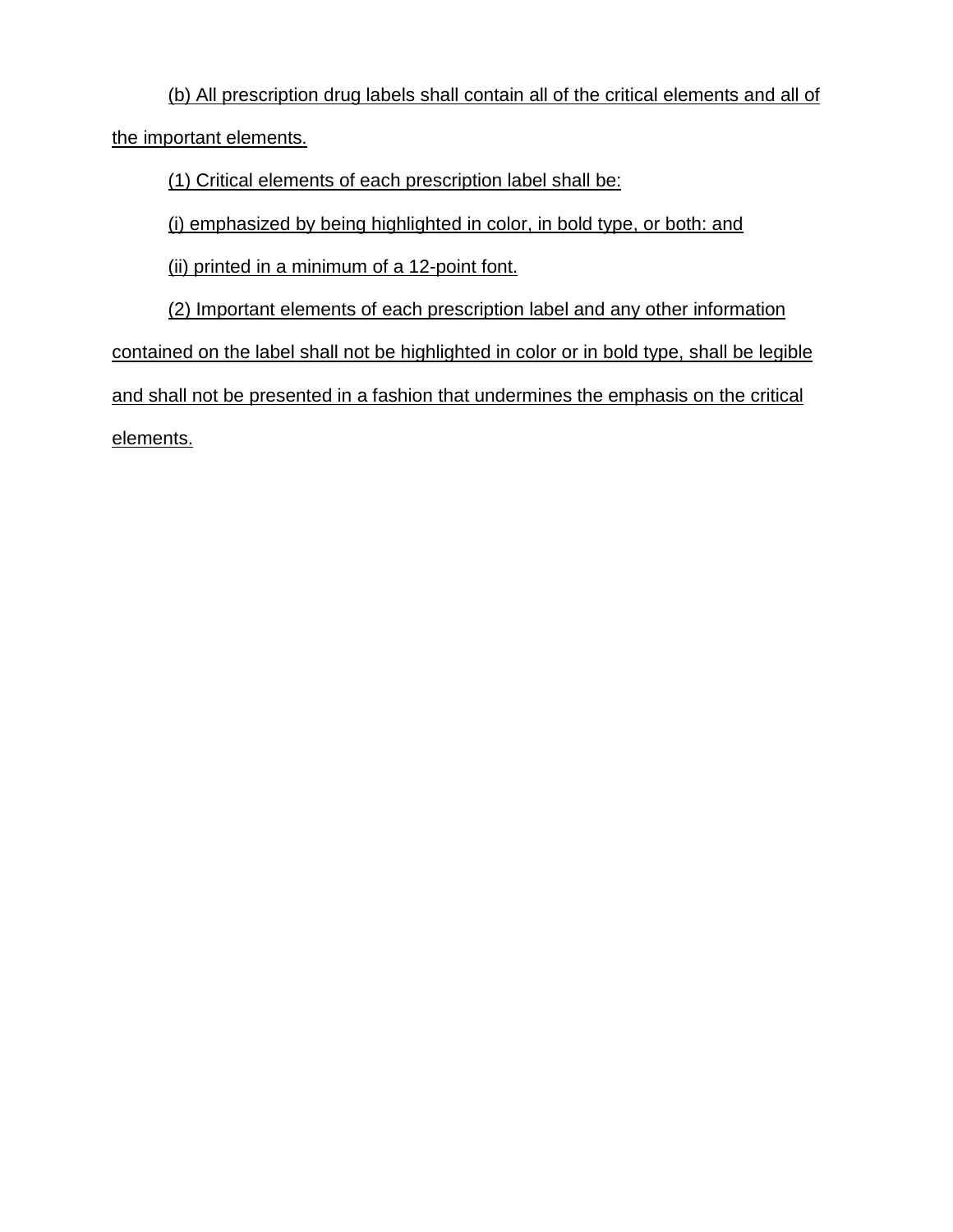(b) All prescription drug labels shall contain all of the critical elements and all of the important elements.

(1) Critical elements of each prescription label shall be:

(i) emphasized by being highlighted in color, in bold type, or both: and

(ii) printed in a minimum of a 12-point font.

(2) Important elements of each prescription label and any other information contained on the label shall not be highlighted in color or in bold type, shall be legible and shall not be presented in a fashion that undermines the emphasis on the critical elements.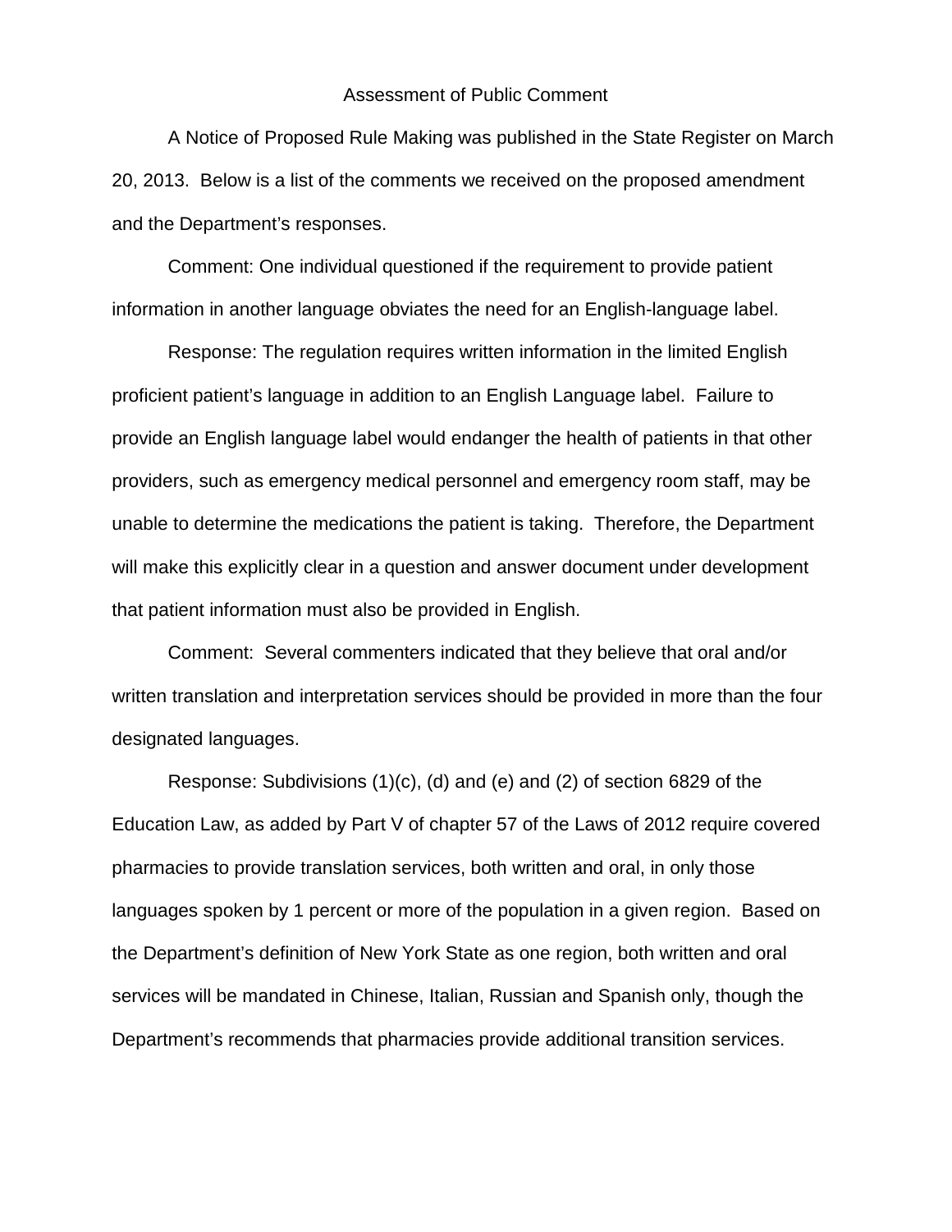# Assessment of Public Comment

A Notice of Proposed Rule Making was published in the State Register on March 20, 2013. Below is a list of the comments we received on the proposed amendment and the Department's responses.

Comment: One individual questioned if the requirement to provide patient information in another language obviates the need for an English-language label.

Response: The regulation requires written information in the limited English proficient patient's language in addition to an English Language label. Failure to provide an English language label would endanger the health of patients in that other providers, such as emergency medical personnel and emergency room staff, may be unable to determine the medications the patient is taking. Therefore, the Department will make this explicitly clear in a question and answer document under development that patient information must also be provided in English.

Comment: Several commenters indicated that they believe that oral and/or written translation and interpretation services should be provided in more than the four designated languages.

Response: Subdivisions (1)(c), (d) and (e) and (2) of section 6829 of the Education Law, as added by Part V of chapter 57 of the Laws of 2012 require covered pharmacies to provide translation services, both written and oral, in only those languages spoken by 1 percent or more of the population in a given region. Based on the Department's definition of New York State as one region, both written and oral services will be mandated in Chinese, Italian, Russian and Spanish only, though the Department's recommends that pharmacies provide additional transition services.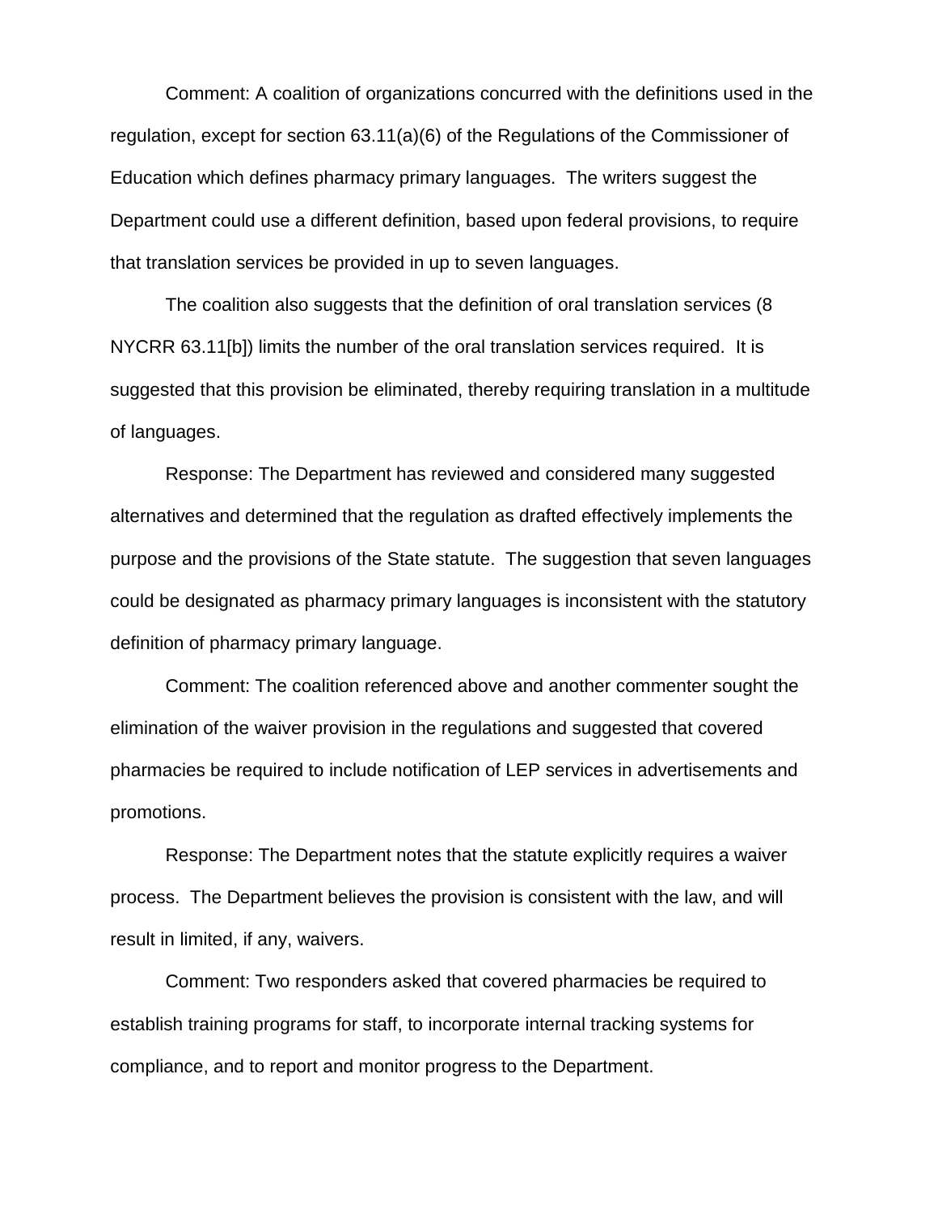Comment: A coalition of organizations concurred with the definitions used in the regulation, except for section 63.11(a)(6) of the Regulations of the Commissioner of Education which defines pharmacy primary languages. The writers suggest the Department could use a different definition, based upon federal provisions, to require that translation services be provided in up to seven languages.

The coalition also suggests that the definition of oral translation services (8 NYCRR 63.11[b]) limits the number of the oral translation services required. It is suggested that this provision be eliminated, thereby requiring translation in a multitude of languages.

Response: The Department has reviewed and considered many suggested alternatives and determined that the regulation as drafted effectively implements the purpose and the provisions of the State statute. The suggestion that seven languages could be designated as pharmacy primary languages is inconsistent with the statutory definition of pharmacy primary language.

Comment: The coalition referenced above and another commenter sought the elimination of the waiver provision in the regulations and suggested that covered pharmacies be required to include notification of LEP services in advertisements and promotions.

Response: The Department notes that the statute explicitly requires a waiver process. The Department believes the provision is consistent with the law, and will result in limited, if any, waivers.

Comment: Two responders asked that covered pharmacies be required to establish training programs for staff, to incorporate internal tracking systems for compliance, and to report and monitor progress to the Department.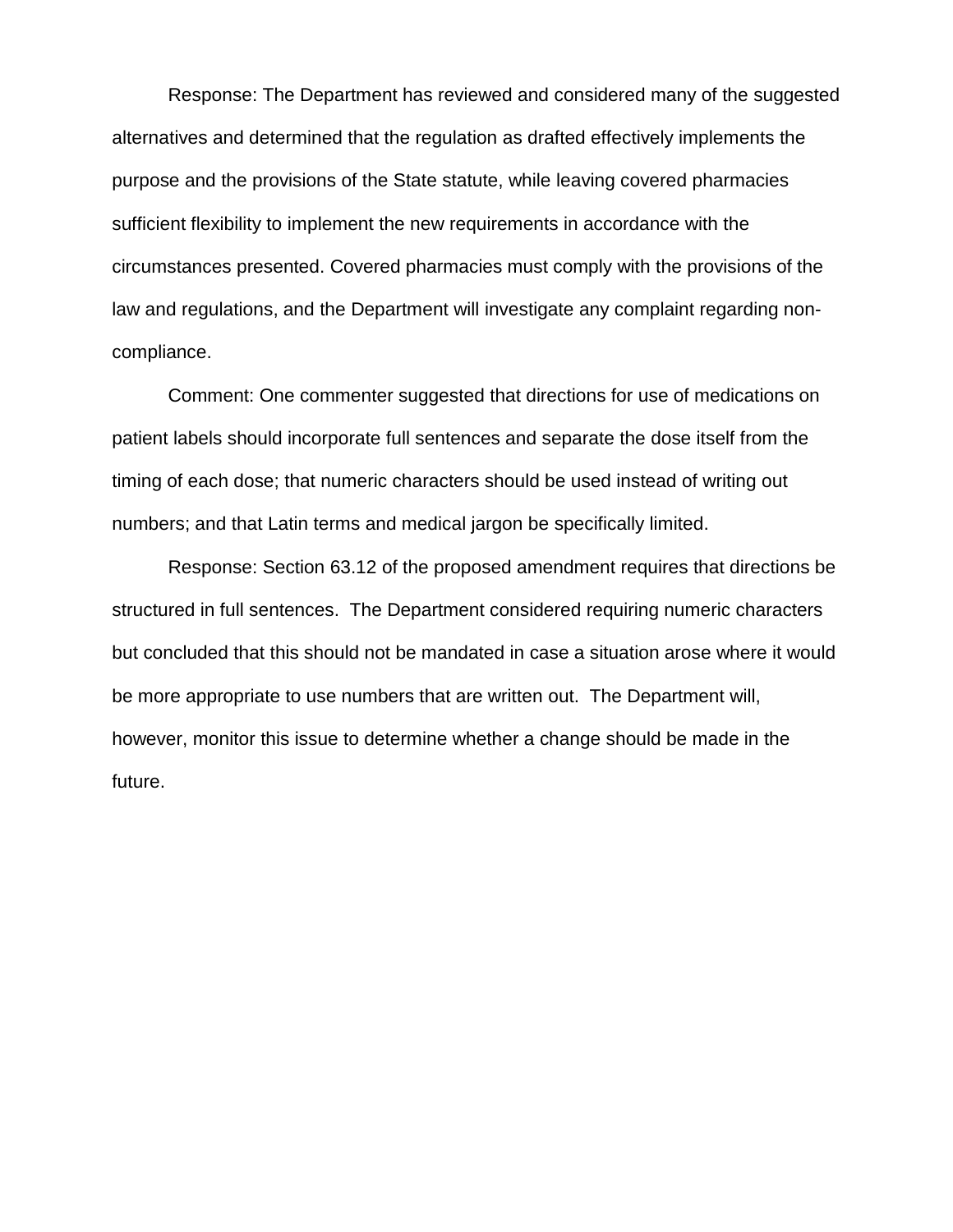Response: The Department has reviewed and considered many of the suggested alternatives and determined that the regulation as drafted effectively implements the purpose and the provisions of the State statute, while leaving covered pharmacies sufficient flexibility to implement the new requirements in accordance with the circumstances presented. Covered pharmacies must comply with the provisions of the law and regulations, and the Department will investigate any complaint regarding non-compliance.

Comment: One commenter suggested that directions for use of medications on patient labels should incorporate full sentences and separate the dose itself from the timing of each dose; that numeric characters should be used instead of writing out numbers; and that Latin terms and medical jargon be specifically limited.

Response: Section 63.12 of the proposed amendment requires that directions be structured in full sentences. The Department considered requiring numeric characters but concluded that this should not be mandated in case a situation arose where it would be more appropriate to use numbers that are written out. The Department will, however, monitor this issue to determine whether a change should be made in the future.